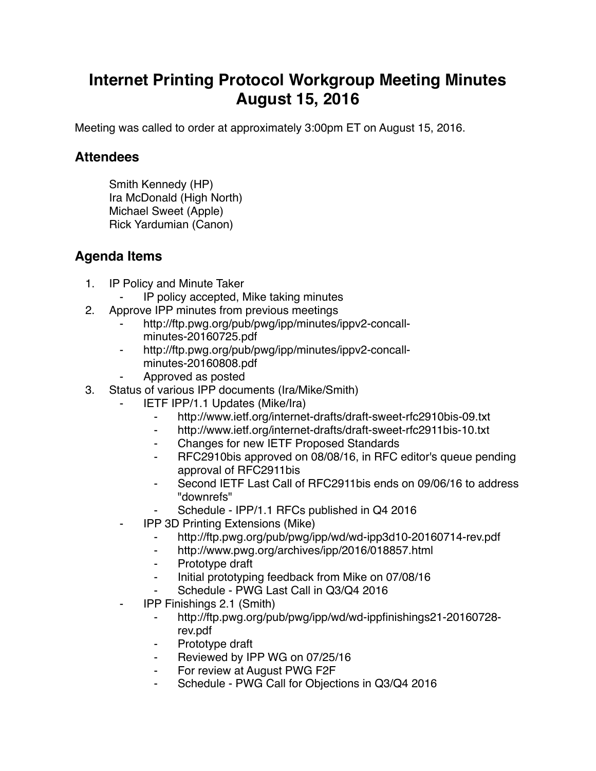# Internet Printing Protocol Workgroup Meeting Minutes August 15, 2016

Meeting was called to order at approximately 3:00pm ET on August 15, 2016.

## Attendees

Smith Kennedy (HP)
Ira McDonald (High North)
Michael Sweet (Apple)
Rick Yardumian (Canon)

## Agenda Items

1. IP Policy and Minute Taker
   - IP policy accepted, Mike taking minutes
2. Approve IPP minutes from previous meetings
   - http://ftp.pwg.org/pub/pwg/ipp/minutes/ippv2-concall-minutes-20160725.pdf
   - http://ftp.pwg.org/pub/pwg/ipp/minutes/ippv2-concall-minutes-20160808.pdf
   - Approved as posted
3. Status of various IPP documents (Ira/Mike/Smith)
   - IETF IPP/1.1 Updates (Mike/Ira)
     - http://www.ietf.org/internet-drafts/draft-sweet-rfc2910bis-09.txt
     - http://www.ietf.org/internet-drafts/draft-sweet-rfc2911bis-10.txt
     - Changes for new IETF Proposed Standards
     - RFC2910bis approved on 08/08/16, in RFC editor's queue pending approval of RFC2911bis
     - Second IETF Last Call of RFC2911bis ends on 09/06/16 to address "downrefs"
     - Schedule - IPP/1.1 RFCs published in Q4 2016
   - IPP 3D Printing Extensions (Mike)
     - http://ftp.pwg.org/pub/pwg/ipp/wd/wd-ipp3d10-20160714-rev.pdf
     - http://www.pwg.org/archives/ipp/2016/018857.html
     - Prototype draft
     - Initial prototyping feedback from Mike on 07/08/16
     - Schedule - PWG Last Call in Q3/Q4 2016
   - IPP Finishings 2.1 (Smith)
     - http://ftp.pwg.org/pub/pwg/ipp/wd/wd-ippfinishings21-20160728-rev.pdf
     - Prototype draft
     - Reviewed by IPP WG on 07/25/16
     - For review at August PWG F2F
     - Schedule - PWG Call for Objections in Q3/Q4 2016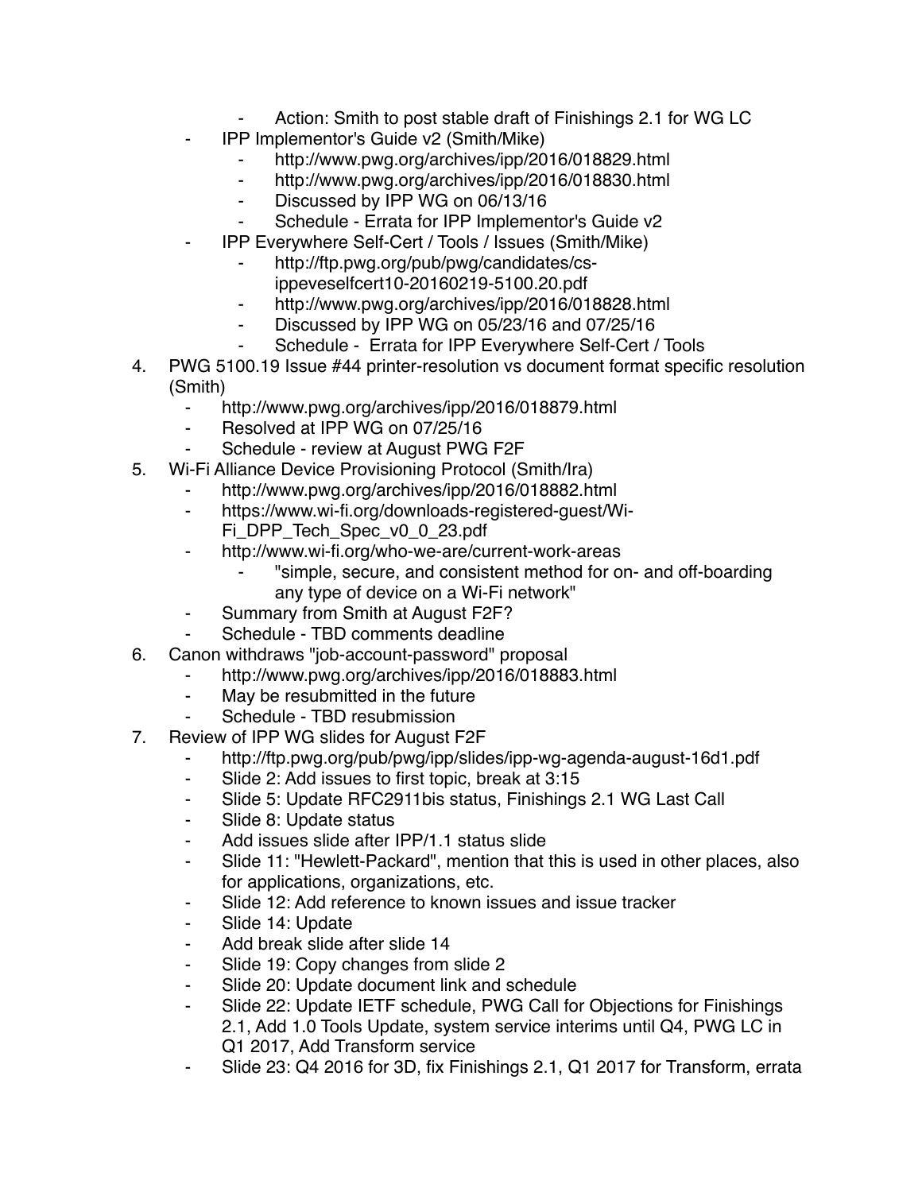- Action: Smith to post stable draft of Finishings 2.1 for WG LC
    - IPP Implementor's Guide v2 (Smith/Mike)
        - http://www.pwg.org/archives/ipp/2016/018829.html
        - http://www.pwg.org/archives/ipp/2016/018830.html
        - Discussed by IPP WG on 06/13/16
        - Schedule - Errata for IPP Implementor's Guide v2
    - IPP Everywhere Self-Cert / Tools / Issues (Smith/Mike)
        - http://ftp.pwg.org/pub/pwg/candidates/cs-ippeveselfcert10-20160219-5100.20.pdf
        - http://www.pwg.org/archives/ipp/2016/018828.html
        - Discussed by IPP WG on 05/23/16 and 07/25/16
        - Schedule - Errata for IPP Everywhere Self-Cert / Tools

4. PWG 5100.19 Issue #44 printer-resolution vs document format specific resolution (Smith)
    - http://www.pwg.org/archives/ipp/2016/018879.html
    - Resolved at IPP WG on 07/25/16
    - Schedule - review at August PWG F2F
5. Wi-Fi Alliance Device Provisioning Protocol (Smith/Ira)
    - http://www.pwg.org/archives/ipp/2016/018882.html
    - https://www.wi-fi.org/downloads-registered-guest/Wi-Fi_DPP_Tech_Spec_v0_0_23.pdf
    - http://www.wi-fi.org/who-we-are/current-work-areas
        - "simple, secure, and consistent method for on- and off-boarding any type of device on a Wi-Fi network"
    - Summary from Smith at August F2F?
    - Schedule - TBD comments deadline
6. Canon withdraws "job-account-password" proposal
    - http://www.pwg.org/archives/ipp/2016/018883.html
    - May be resubmitted in the future
    - Schedule - TBD resubmission
7. Review of IPP WG slides for August F2F
    - http://ftp.pwg.org/pub/pwg/ipp/slides/ipp-wg-agenda-august-16d1.pdf
    - Slide 2: Add issues to first topic, break at 3:15
    - Slide 5: Update RFC2911bis status, Finishings 2.1 WG Last Call
    - Slide 8: Update status
    - Add issues slide after IPP/1.1 status slide
    - Slide 11: "Hewlett-Packard", mention that this is used in other places, also for applications, organizations, etc.
    - Slide 12: Add reference to known issues and issue tracker
    - Slide 14: Update
    - Add break slide after slide 14
    - Slide 19: Copy changes from slide 2
    - Slide 20: Update document link and schedule
    - Slide 22: Update IETF schedule, PWG Call for Objections for Finishings 2.1, Add 1.0 Tools Update, system service interims until Q4, PWG LC in Q1 2017, Add Transform service
    - Slide 23: Q4 2016 for 3D, fix Finishings 2.1, Q1 2017 for Transform, errata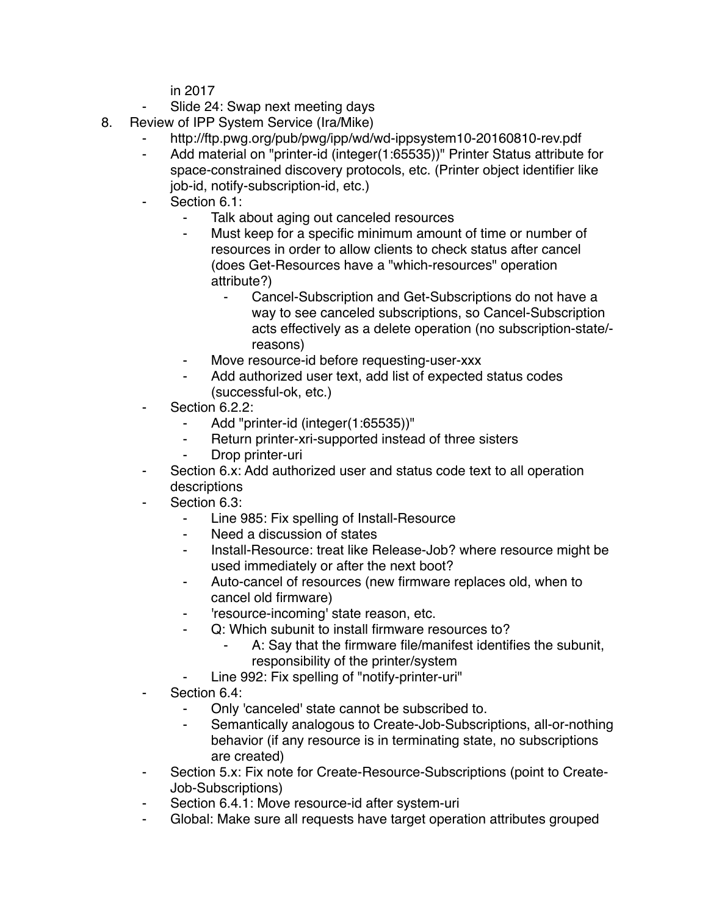in 2017

- Slide 24: Swap next meeting days

8. Review of IPP System Service (Ira/Mike)
    - http://ftp.pwg.org/pub/pwg/ipp/wd/wd-ippsystem10-20160810-rev.pdf
    - Add material on "printer-id (integer(1:65535))" Printer Status attribute for space-constrained discovery protocols, etc. (Printer object identifier like job-id, notify-subscription-id, etc.)
    - Section 6.1:
        - Talk about aging out canceled resources
        - Must keep for a specific minimum amount of time or number of resources in order to allow clients to check status after cancel (does Get-Resources have a "which-resources" operation attribute?)
            - Cancel-Subscription and Get-Subscriptions do not have a way to see canceled subscriptions, so Cancel-Subscription acts effectively as a delete operation (no subscription-state/-reasons)
        - Move resource-id before requesting-user-xxx
        - Add authorized user text, add list of expected status codes (successful-ok, etc.)
    - Section 6.2.2:
        - Add "printer-id (integer(1:65535))"
        - Return printer-xri-supported instead of three sisters
        - Drop printer-uri
    - Section 6.x: Add authorized user and status code text to all operation descriptions
    - Section 6.3:
        - Line 985: Fix spelling of Install-Resource
        - Need a discussion of states
        - Install-Resource: treat like Release-Job? where resource might be used immediately or after the next boot?
        - Auto-cancel of resources (new firmware replaces old, when to cancel old firmware)
        - 'resource-incoming' state reason, etc.
        - Q: Which subunit to install firmware resources to?
            - A: Say that the firmware file/manifest identifies the subunit, responsibility of the printer/system
        - Line 992: Fix spelling of "notify-printer-uri"
    - Section 6.4:
        - Only 'canceled' state cannot be subscribed to.
        - Semantically analogous to Create-Job-Subscriptions, all-or-nothing behavior (if any resource is in terminating state, no subscriptions are created)
    - Section 5.x: Fix note for Create-Resource-Subscriptions (point to Create-Job-Subscriptions)
    - Section 6.4.1: Move resource-id after system-uri
    - Global: Make sure all requests have target operation attributes grouped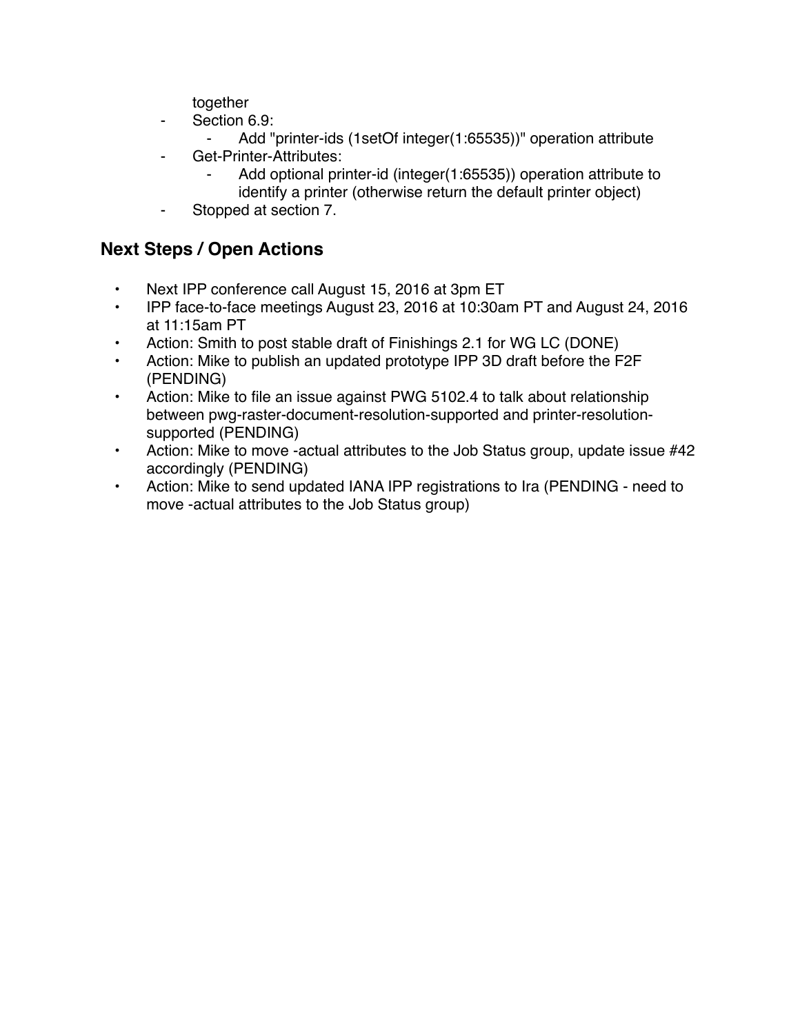together

- Section 6.9:
    - Add "printer-ids (1setOf integer(1:65535))" operation attribute
- Get-Printer-Attributes:
    - Add optional printer-id (integer(1:65535)) operation attribute to identify a printer (otherwise return the default printer object)
- Stopped at section 7.

## Next Steps / Open Actions

- Next IPP conference call August 15, 2016 at 3pm ET
- IPP face-to-face meetings August 23, 2016 at 10:30am PT and August 24, 2016 at 11:15am PT
- Action: Smith to post stable draft of Finishings 2.1 for WG LC (DONE)
- Action: Mike to publish an updated prototype IPP 3D draft before the F2F (PENDING)
- Action: Mike to file an issue against PWG 5102.4 to talk about relationship between pwg-raster-document-resolution-supported and printer-resolution-supported (PENDING)
- Action: Mike to move -actual attributes to the Job Status group, update issue #42 accordingly (PENDING)
- Action: Mike to send updated IANA IPP registrations to Ira (PENDING - need to move -actual attributes to the Job Status group)